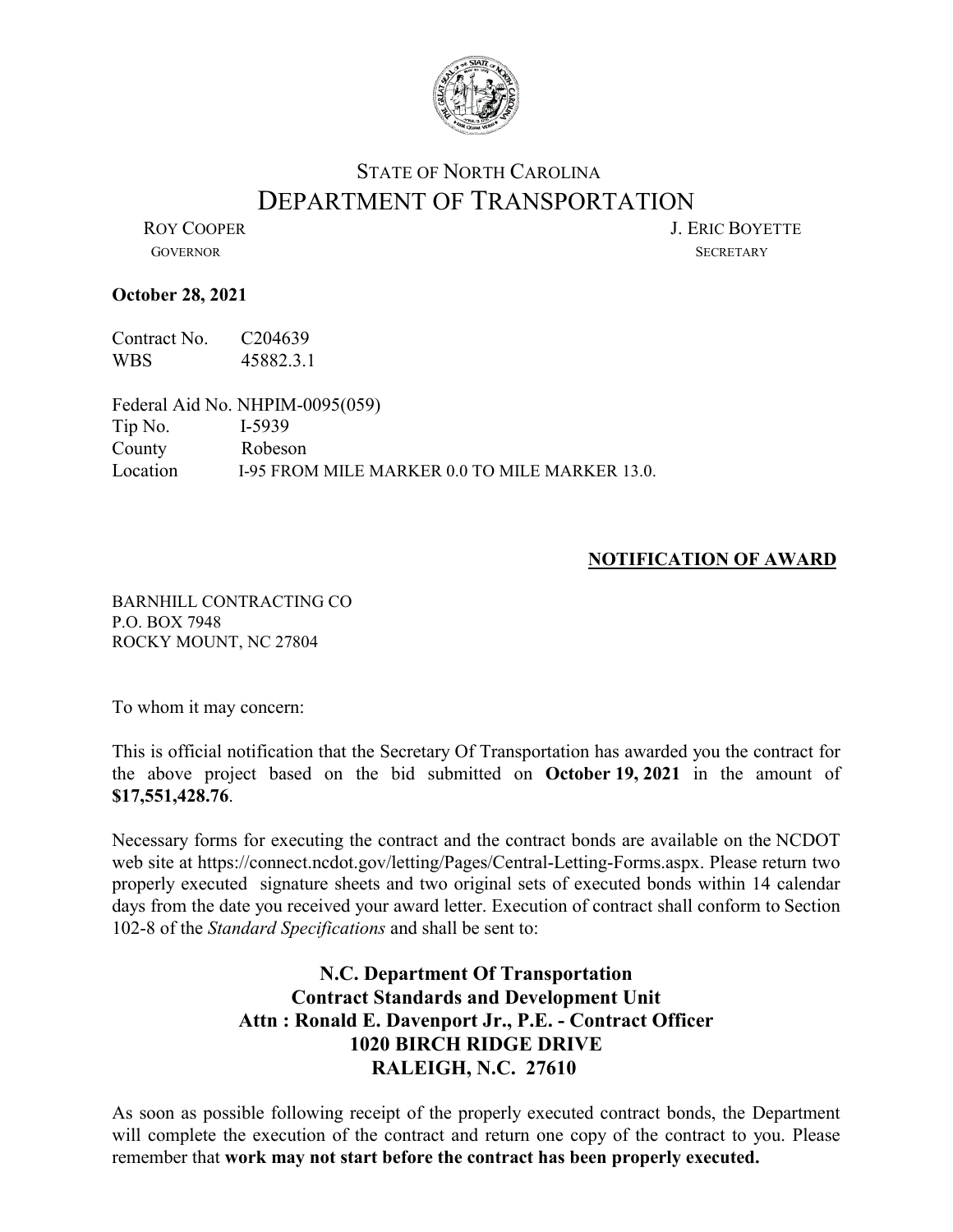# STATE OF NORTH CAROLINA
# DEPARTMENT OF TRANSPORTATION

ROY COOPER
GOVERNOR

J. ERIC BOYETTE
SECRETARY

**October 28, 2021**

Contract No. C204639
WBS 45882.3.1

Federal Aid No. NHPIM-0095(059)
Tip No. I-5939
County Robeson
Location I-95 FROM MILE MARKER 0.0 TO MILE MARKER 13.0.

**NOTIFICATION OF AWARD**

BARNHILL CONTRACTING CO
P.O. BOX 7948
ROCKY MOUNT, NC 27804

To whom it may concern:

This is official notification that the Secretary Of Transportation has awarded you the contract for the above project based on the bid submitted on **October 19, 2021** in the amount of **$17,551,428.76**.

Necessary forms for executing the contract and the contract bonds are available on the NCDOT web site at https://connect.ncdot.gov/letting/Pages/Central-Letting-Forms.aspx. Please return two properly executed signature sheets and two original sets of executed bonds within 14 calendar days from the date you received your award letter. Execution of contract shall conform to Section 102-8 of the *Standard Specifications* and shall be sent to:

**N.C. Department Of Transportation**
**Contract Standards and Development Unit**
**Attn : Ronald E. Davenport Jr., P.E. - Contract Officer**
**1020 BIRCH RIDGE DRIVE**
**RALEIGH, N.C. 27610**

As soon as possible following receipt of the properly executed contract bonds, the Department will complete the execution of the contract and return one copy of the contract to you. Please remember that **work may not start before the contract has been properly executed.**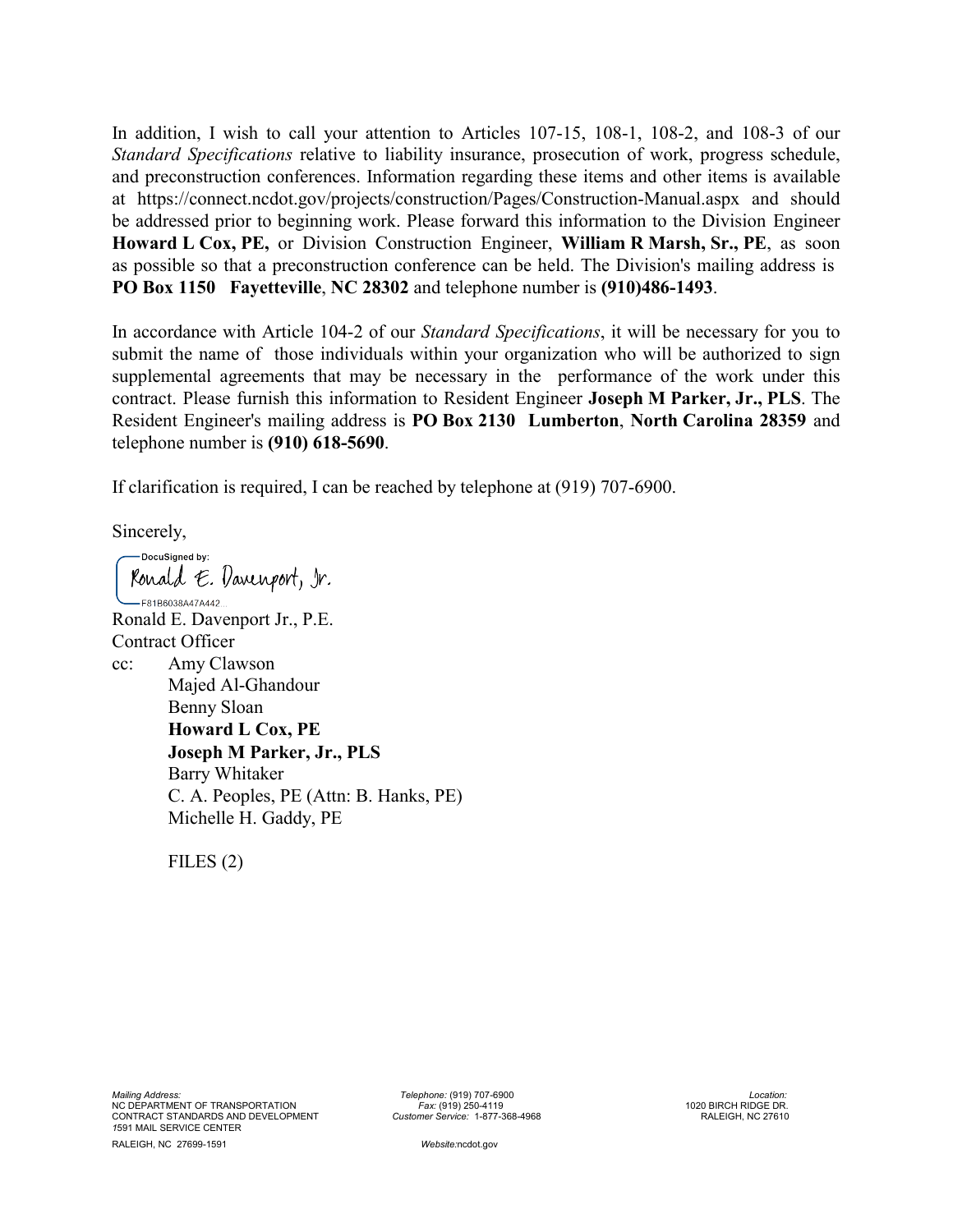In addition, I wish to call your attention to Articles 107-15, 108-1, 108-2, and 108-3 of our *Standard Specifications* relative to liability insurance, prosecution of work, progress schedule, and preconstruction conferences. Information regarding these items and other items is available at https://connect.ncdot.gov/projects/construction/Pages/Construction-Manual.aspx and should be addressed prior to beginning work. Please forward this information to the Division Engineer **Howard L Cox, PE,** or Division Construction Engineer, **William R Marsh, Sr., PE**, as soon as possible so that a preconstruction conference can be held. The Division's mailing address is **PO Box 1150 Fayetteville**, **NC 28302** and telephone number is **(910)486-1493**.

In accordance with Article 104-2 of our *Standard Specifications*, it will be necessary for you to submit the name of those individuals within your organization who will be authorized to sign supplemental agreements that may be necessary in the performance of the work under this contract. Please furnish this information to Resident Engineer **Joseph M Parker, Jr., PLS**. The Resident Engineer's mailing address is **PO Box 2130 Lumberton**, **North Carolina 28359** and telephone number is **(910) 618-5690**.

If clarification is required, I can be reached by telephone at (919) 707-6900.

Sincerely,

DocuSigned by:
Ronald E. Davenport, Jr.
F81B6038A47A442...

Ronald E. Davenport Jr., P.E.
Contract Officer

cc: Amy Clawson
Majed Al-Ghandour
Benny Sloan
**Howard L Cox, PE**
**Joseph M Parker, Jr., PLS**
Barry Whitaker
C. A. Peoples, PE (Attn: B. Hanks, PE)
Michelle H. Gaddy, PE

FILES (2)

*Mailing Address:*
NC DEPARTMENT OF TRANSPORTATION
CONTRACT STANDARDS AND DEVELOPMENT
1591 MAIL SERVICE CENTER
RALEIGH, NC 27699-1591

*Telephone:* (919) 707-6900
*Fax:* (919) 250-4119
*Customer Service:* 1-877-368-4968
*Website:* ncdot.gov

*Location:*
1020 BIRCH RIDGE DR.
RALEIGH, NC 27610